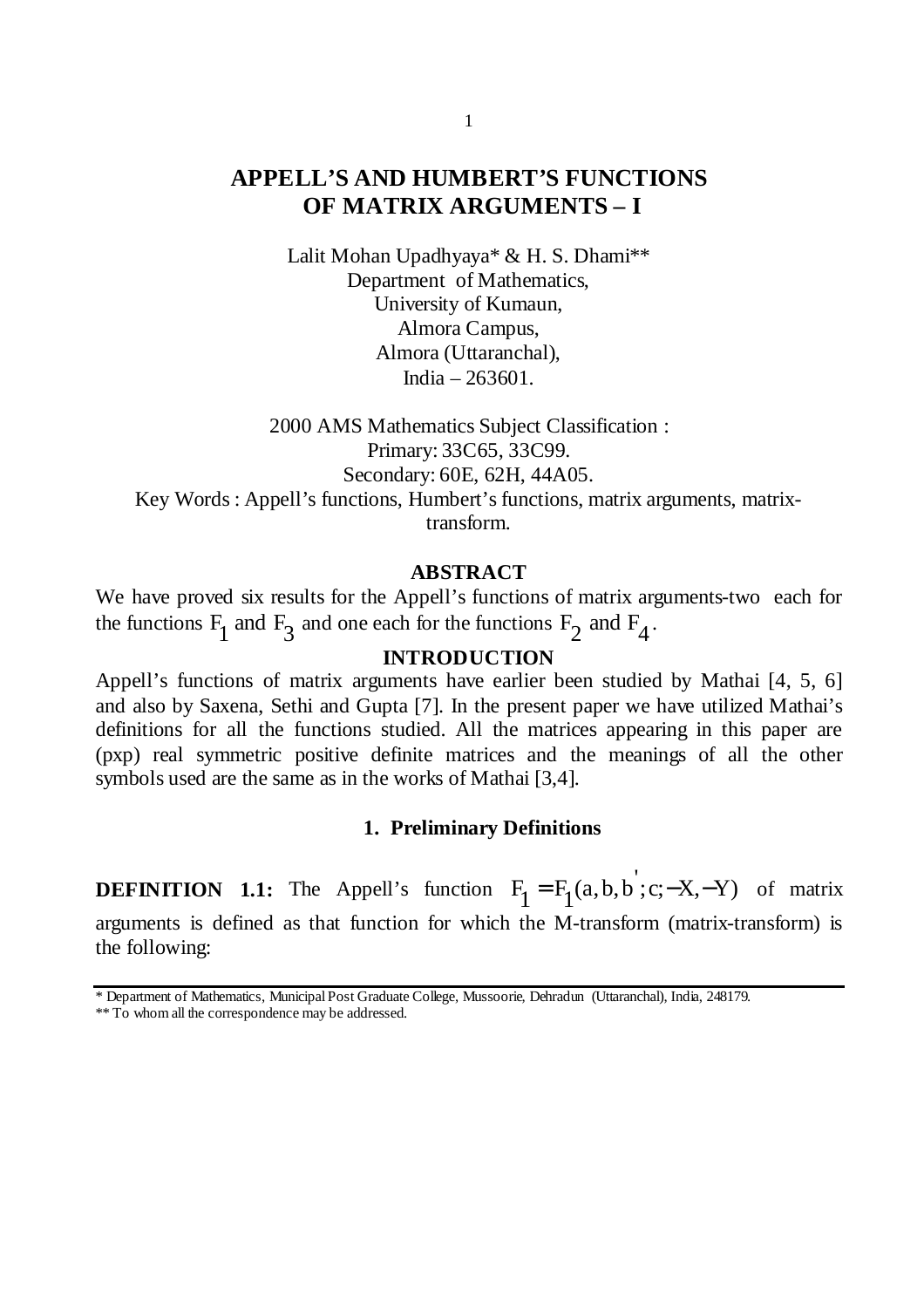# APPELL'S AND HUMBERT'S FUNCTIONS OF MATRIX ARGUMENTS – I

Lalit Mohan Upadhyaya* & H. S. Dhami**
Department of Mathematics,
University of Kumaun,
Almora Campus,
Almora (Uttaranchal),
India – 263601.

2000 AMS Mathematics Subject Classification :
Primary: 33C65, 33C99.
Secondary: 60E, 62H, 44A05.
Key Words : Appell's functions, Humbert's functions, matrix arguments, matrix-transform.

## ABSTRACT

We have proved six results for the Appell's functions of matrix arguments-two each for the functions $F_1$ and $F_3$ and one each for the functions $F_2$ and $F_4$.

## INTRODUCTION

Appell's functions of matrix arguments have earlier been studied by Mathai [4, 5, 6] and also by Saxena, Sethi and Gupta [7]. In the present paper we have utilized Mathai's definitions for all the functions studied. All the matrices appearing in this paper are (pxp) real symmetric positive definite matrices and the meanings of all the other symbols used are the same as in the works of Mathai [3,4].

### 1. Preliminary Definitions

**DEFINITION 1.1:** The Appell's function $F_1 = F_1(a, b, b'; c; -X, -Y)$ of matrix arguments is defined as that function for which the M-transform (matrix-transform) is the following:

---

* Department of Mathematics, Municipal Post Graduate College, Mussoorie, Dehradun (Uttaranchal), India, 248179.

** To whom all the correspondence may be addressed.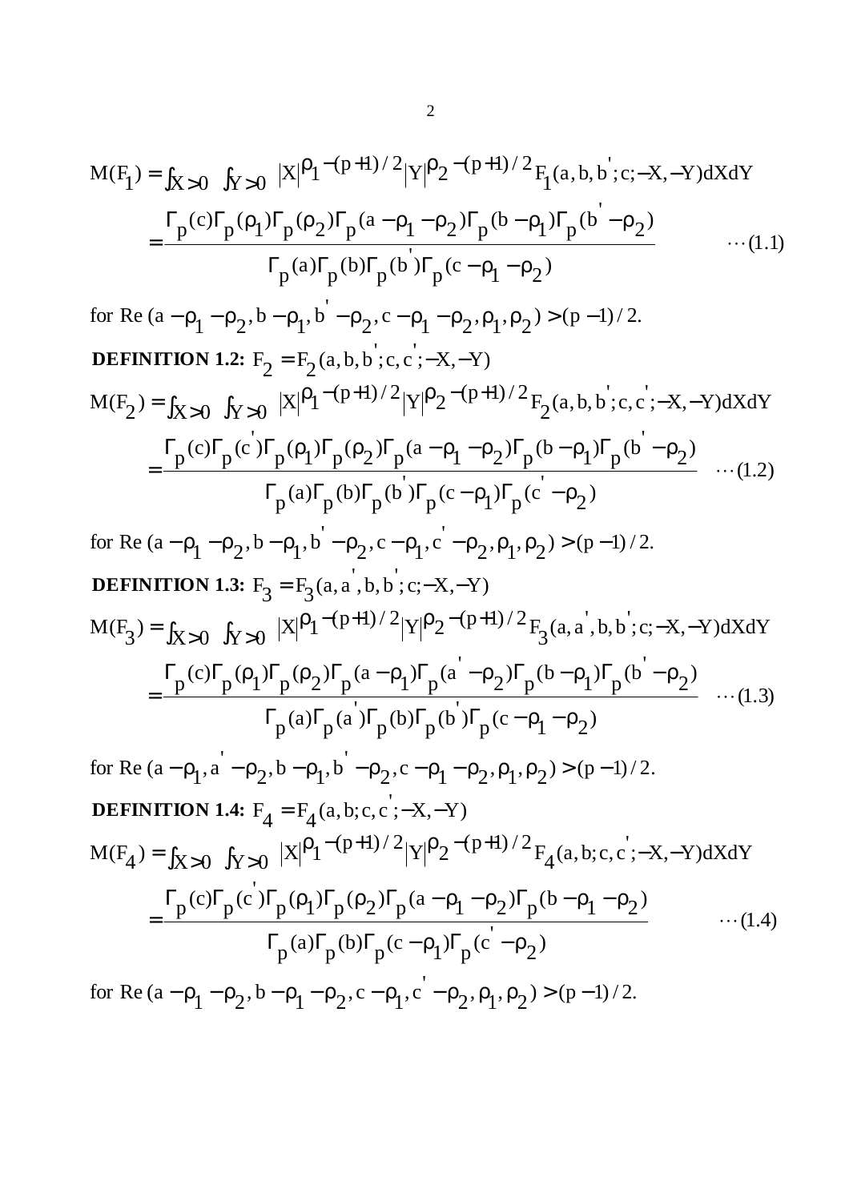$$M(F_1) = \int_{X>0} \int_{Y>0} |X|^{\rho_1 - (p+1)/2} |Y|^{\rho_2 - (p+1)/2} F_1(a, b, b'; c; -X, -Y) dX dY$$

$$= \frac{\Gamma_p(c)\Gamma_p(\rho_1)\Gamma_p(\rho_2)\Gamma_p(a-\rho_1-\rho_2)\Gamma_p(b-\rho_1)\Gamma_p(b'-\rho_2)}{\Gamma_p(a)\Gamma_p(b)\Gamma_p(b')\Gamma_p(c-\rho_1-\rho_2)} \qquad \cdots(1.1)$$

for $\mathrm{Re}\,(a-\rho_1-\rho_2, b-\rho_1, b'-\rho_2, c-\rho_1-\rho_2, \rho_1, \rho_2) > (p-1)/2.$

**DEFINITION 1.2:** $F_2 = F_2(a, b, b'; c, c'; -X, -Y)$

$$M(F_2) = \int_{X>0} \int_{Y>0} |X|^{\rho_1 - (p+1)/2} |Y|^{\rho_2 - (p+1)/2} F_2(a, b, b'; c, c'; -X, -Y) dX dY$$

$$= \frac{\Gamma_p(c)\Gamma_p(c')\Gamma_p(\rho_1)\Gamma_p(\rho_2)\Gamma_p(a-\rho_1-\rho_2)\Gamma_p(b-\rho_1)\Gamma_p(b'-\rho_2)}{\Gamma_p(a)\Gamma_p(b)\Gamma_p(b')\Gamma_p(c-\rho_1)\Gamma_p(c'-\rho_2)} \qquad \cdots(1.2)$$

for $\mathrm{Re}\,(a-\rho_1-\rho_2, b-\rho_1, b'-\rho_2, c-\rho_1, c'-\rho_2, \rho_1, \rho_2) > (p-1)/2.$

**DEFINITION 1.3:** $F_3 = F_3(a, a', b, b'; c; -X, -Y)$

$$M(F_3) = \int_{X>0} \int_{Y>0} |X|^{\rho_1 - (p+1)/2} |Y|^{\rho_2 - (p+1)/2} F_3(a, a', b, b'; c; -X, -Y) dX dY$$

$$= \frac{\Gamma_p(c)\Gamma_p(\rho_1)\Gamma_p(\rho_2)\Gamma_p(a-\rho_1)\Gamma_p(a'-\rho_2)\Gamma_p(b-\rho_1)\Gamma_p(b'-\rho_2)}{\Gamma_p(a)\Gamma_p(a')\Gamma_p(b)\Gamma_p(b')\Gamma_p(c-\rho_1-\rho_2)} \qquad \cdots(1.3)$$

for $\mathrm{Re}\,(a-\rho_1, a'-\rho_2, b-\rho_1, b'-\rho_2, c-\rho_1-\rho_2, \rho_1, \rho_2) > (p-1)/2.$

**DEFINITION 1.4:** $F_4 = F_4(a, b; c, c'; -X, -Y)$

$$M(F_4) = \int_{X>0} \int_{Y>0} |X|^{\rho_1 - (p+1)/2} |Y|^{\rho_2 - (p+1)/2} F_4(a, b; c, c'; -X, -Y) dX dY$$

$$= \frac{\Gamma_p(c)\Gamma_p(c')\Gamma_p(\rho_1)\Gamma_p(\rho_2)\Gamma_p(a-\rho_1-\rho_2)\Gamma_p(b-\rho_1-\rho_2)}{\Gamma_p(a)\Gamma_p(b)\Gamma_p(c-\rho_1)\Gamma_p(c'-\rho_2)} \qquad \cdots(1.4)$$

for $\mathrm{Re}\,(a-\rho_1-\rho_2, b-\rho_1-\rho_2, c-\rho_1, c'-\rho_2, \rho_1, \rho_2) > (p-1)/2.$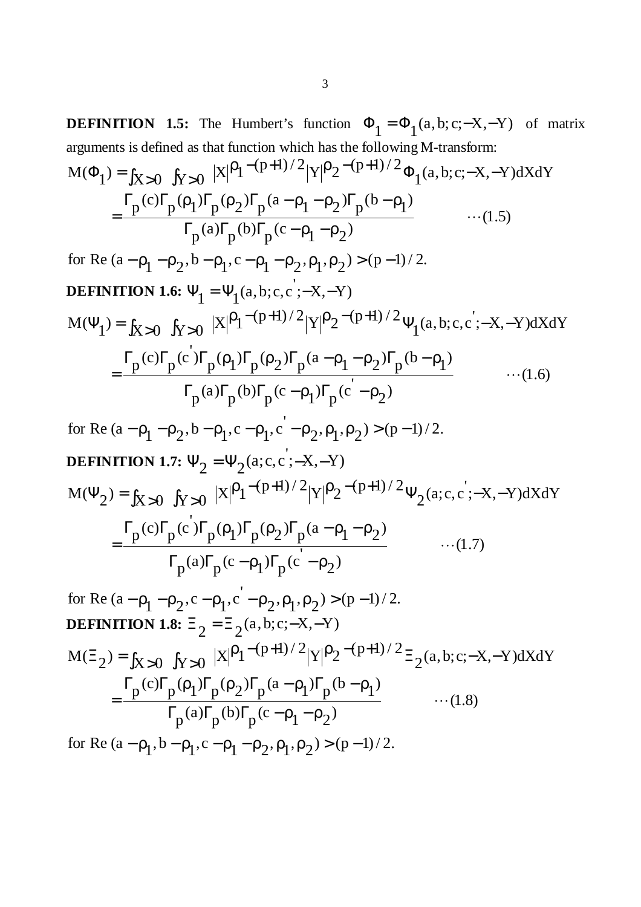**DEFINITION 1.5:** The Humbert's function $\Phi_1 = \Phi_1(a, b; c; -X, -Y)$ of matrix arguments is defined as that function which has the following M-transform:

$$M(\Phi_1) = \int_{X>0} \int_{Y>0} |X|^{\rho_1 - (p+1)/2} |Y|^{\rho_2 - (p+1)/2} \Phi_1(a, b; c; -X, -Y) dX dY$$

$$= \frac{\Gamma_p(c)\Gamma_p(\rho_1)\Gamma_p(\rho_2)\Gamma_p(a - \rho_1 - \rho_2)\Gamma_p(b - \rho_1)}{\Gamma_p(a)\Gamma_p(b)\Gamma_p(c - \rho_1 - \rho_2)} \qquad \cdots(1.5)$$

for Re $(a - \rho_1 - \rho_2, b - \rho_1, c - \rho_1 - \rho_2, \rho_1, \rho_2) > (p-1)/2$.

**DEFINITION 1.6:** $\Psi_1 = \Psi_1(a, b; c, c'; -X, -Y)$

$$M(\Psi_1) = \int_{X>0} \int_{Y>0} |X|^{\rho_1 - (p+1)/2} |Y|^{\rho_2 - (p+1)/2} \Psi_1(a, b; c, c'; -X, -Y) dX dY$$

$$= \frac{\Gamma_p(c)\Gamma_p(c')\Gamma_p(\rho_1)\Gamma_p(\rho_2)\Gamma_p(a - \rho_1 - \rho_2)\Gamma_p(b - \rho_1)}{\Gamma_p(a)\Gamma_p(b)\Gamma_p(c - \rho_1)\Gamma_p(c' - \rho_2)} \qquad \cdots(1.6)$$

for Re $(a - \rho_1 - \rho_2, b - \rho_1, c - \rho_1, c' - \rho_2, \rho_1, \rho_2) > (p-1)/2$.

**DEFINITION 1.7:** $\Psi_2 = \Psi_2(a; c, c'; -X, -Y)$

$$M(\Psi_2) = \int_{X>0} \int_{Y>0} |X|^{\rho_1 - (p+1)/2} |Y|^{\rho_2 - (p+1)/2} \Psi_2(a; c, c'; -X, -Y) dX dY$$

$$= \frac{\Gamma_p(c)\Gamma_p(c')\Gamma_p(\rho_1)\Gamma_p(\rho_2)\Gamma_p(a - \rho_1 - \rho_2)}{\Gamma_p(a)\Gamma_p(c - \rho_1)\Gamma_p(c' - \rho_2)} \qquad \cdots(1.7)$$

for Re $(a - \rho_1 - \rho_2, c - \rho_1, c' - \rho_2, \rho_1, \rho_2) > (p-1)/2$.

**DEFINITION 1.8:** $\Xi_2 = \Xi_2(a, b; c; -X, -Y)$

$$M(\Xi_2) = \int_{X>0} \int_{Y>0} |X|^{\rho_1 - (p+1)/2} |Y|^{\rho_2 - (p+1)/2} \Xi_2(a, b; c; -X, -Y) dX dY$$

$$= \frac{\Gamma_p(c)\Gamma_p(\rho_1)\Gamma_p(\rho_2)\Gamma_p(a - \rho_1)\Gamma_p(b - \rho_1)}{\Gamma_p(a)\Gamma_p(b)\Gamma_p(c - \rho_1 - \rho_2)} \qquad \cdots(1.8)$$

for Re $(a - \rho_1, b - \rho_1, c - \rho_1 - \rho_2, \rho_1, \rho_2) > (p-1)/2$.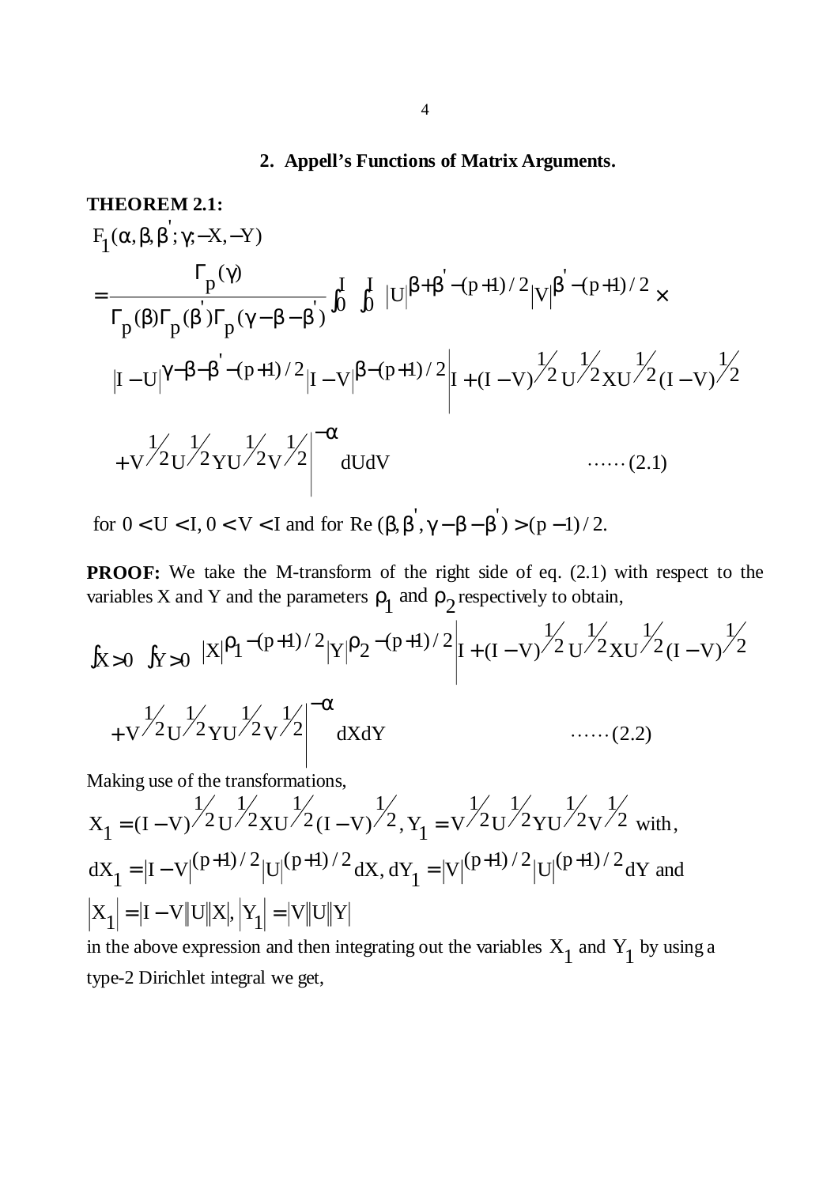## 2. Appell's Functions of Matrix Arguments.

**THEOREM 2.1:**

$$F_1(\alpha,\beta,\beta';\gamma;-X,-Y)$$

$$=\frac{\Gamma_p(\gamma)}{\Gamma_p(\beta)\Gamma_p(\beta')\Gamma_p(\gamma-\beta-\beta')}\int_0^I\int_0^I |U|^{\beta+\beta'-(p+1)/2}|V|^{\beta'-(p+1)/2}\times$$

$$|I-U|^{\gamma-\beta-\beta'-(p+1)/2}|I-V|^{\beta-(p+1)/2}\left|I+(I-V)^{1/2}U^{1/2}XU^{1/2}(I-V)^{1/2}\right.$$

$$\left.+V^{1/2}U^{1/2}YU^{1/2}V^{1/2}\right|^{-\alpha}dUdV \qquad \cdots\cdots(2.1)$$

for $0<U<I,\ 0<V<I$ and for $\mathrm{Re}\,(\beta,\beta',\gamma-\beta-\beta')>(p-1)/2.$

**PROOF:** We take the M-transform of the right side of eq. (2.1) with respect to the variables X and Y and the parameters $\rho_1$ and $\rho_2$ respectively to obtain,

$$\int_{X>0}\int_{Y>0}|X|^{\rho_1-(p+1)/2}|Y|^{\rho_2-(p+1)/2}\left|I+(I-V)^{1/2}U^{1/2}XU^{1/2}(I-V)^{1/2}\right.$$

$$\left.+V^{1/2}U^{1/2}YU^{1/2}V^{1/2}\right|^{-\alpha}dXdY \qquad \cdots\cdots(2.2)$$

Making use of the transformations,

$$X_1=(I-V)^{1/2}U^{1/2}XU^{1/2}(I-V)^{1/2},\ Y_1=V^{1/2}U^{1/2}YU^{1/2}V^{1/2}\ \text{with},$$

$$dX_1=|I-V|^{(p+1)/2}|U|^{(p+1)/2}dX,\ dY_1=|V|^{(p+1)/2}|U|^{(p+1)/2}dY\ \text{and}$$

$$|X_1|=|I-V||U||X|,\ |Y_1|=|V||U||Y|$$

in the above expression and then integrating out the variables $X_1$ and $Y_1$ by using a type-2 Dirichlet integral we get,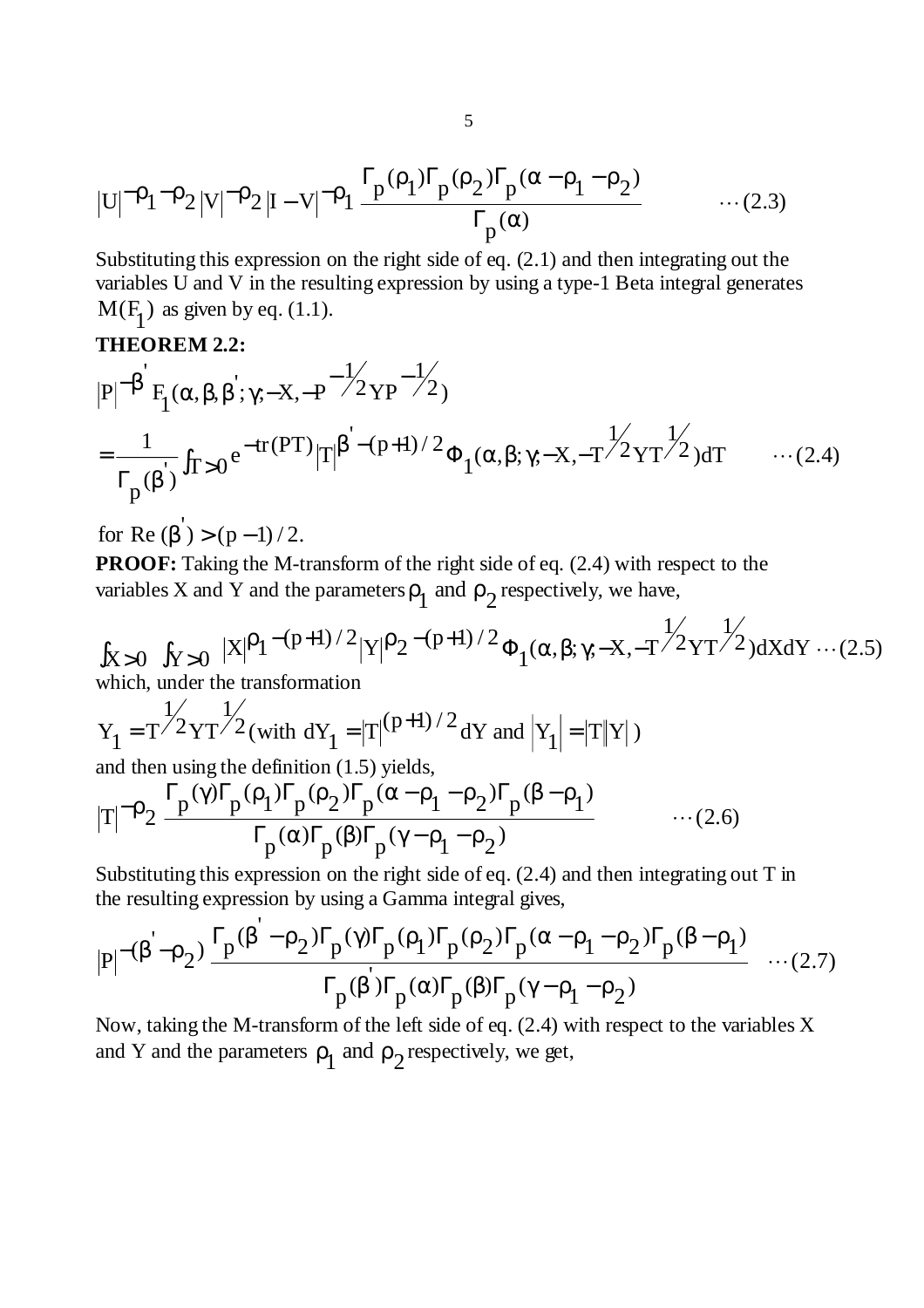$$|U|^{-\rho_1-\rho_2}|V|^{-\rho_2}|I-V|^{-\rho_1}\frac{\Gamma_p(\rho_1)\Gamma_p(\rho_2)\Gamma_p(\alpha-\rho_1-\rho_2)}{\Gamma_p(\alpha)} \qquad \cdots(2.3)$$

Substituting this expression on the right side of eq. (2.1) and then integrating out the variables U and V in the resulting expression by using a type-1 Beta integral generates $M(F_1)$ as given by eq. (1.1).

**THEOREM 2.2:**

$$|P|^{-\beta'}F_1(\alpha,\beta,\beta';\gamma;-X,-P^{-1/2}YP^{-1/2})$$
$$=\frac{1}{\Gamma_p(\beta')}\int_{T>0}e^{-\mathrm{tr}(PT)}|T|^{\beta'-(p+1)/2}\Phi_1(\alpha,\beta;\gamma;-X,-T^{1/2}YT^{1/2})dT \qquad \cdots(2.4)$$

for $\mathrm{Re}\,(\beta')>(p-1)/2$.

**PROOF:** Taking the M-transform of the right side of eq. (2.4) with respect to the variables X and Y and the parameters $\rho_1$ and $\rho_2$ respectively, we have,

$$\int_{X>0}\int_{Y>0}|X|^{\rho_1-(p+1)/2}|Y|^{\rho_2-(p+1)/2}\Phi_1(\alpha,\beta;\gamma;-X,-T^{1/2}YT^{1/2})dXdY \cdots(2.5)$$

which, under the transformation

$$Y_1=T^{1/2}YT^{1/2}\text{(with } dY_1=|T|^{(p+1)/2}dY \text{ and } |Y_1|=|T||Y|\text{)}$$

and then using the definition (1.5) yields,

$$|T|^{-\rho_2}\frac{\Gamma_p(\gamma)\Gamma_p(\rho_1)\Gamma_p(\rho_2)\Gamma_p(\alpha-\rho_1-\rho_2)\Gamma_p(\beta-\rho_1)}{\Gamma_p(\alpha)\Gamma_p(\beta)\Gamma_p(\gamma-\rho_1-\rho_2)} \qquad \cdots(2.6)$$

Substituting this expression on the right side of eq. (2.4) and then integrating out T in the resulting expression by using a Gamma integral gives,

$$|P|^{-(\beta'-\rho_2)}\frac{\Gamma_p(\beta'-\rho_2)\Gamma_p(\gamma)\Gamma_p(\rho_1)\Gamma_p(\rho_2)\Gamma_p(\alpha-\rho_1-\rho_2)\Gamma_p(\beta-\rho_1)}{\Gamma_p(\beta')\Gamma_p(\alpha)\Gamma_p(\beta)\Gamma_p(\gamma-\rho_1-\rho_2)} \quad \cdots(2.7)$$

Now, taking the M-transform of the left side of eq. (2.4) with respect to the variables X and Y and the parameters $\rho_1$ and $\rho_2$ respectively, we get,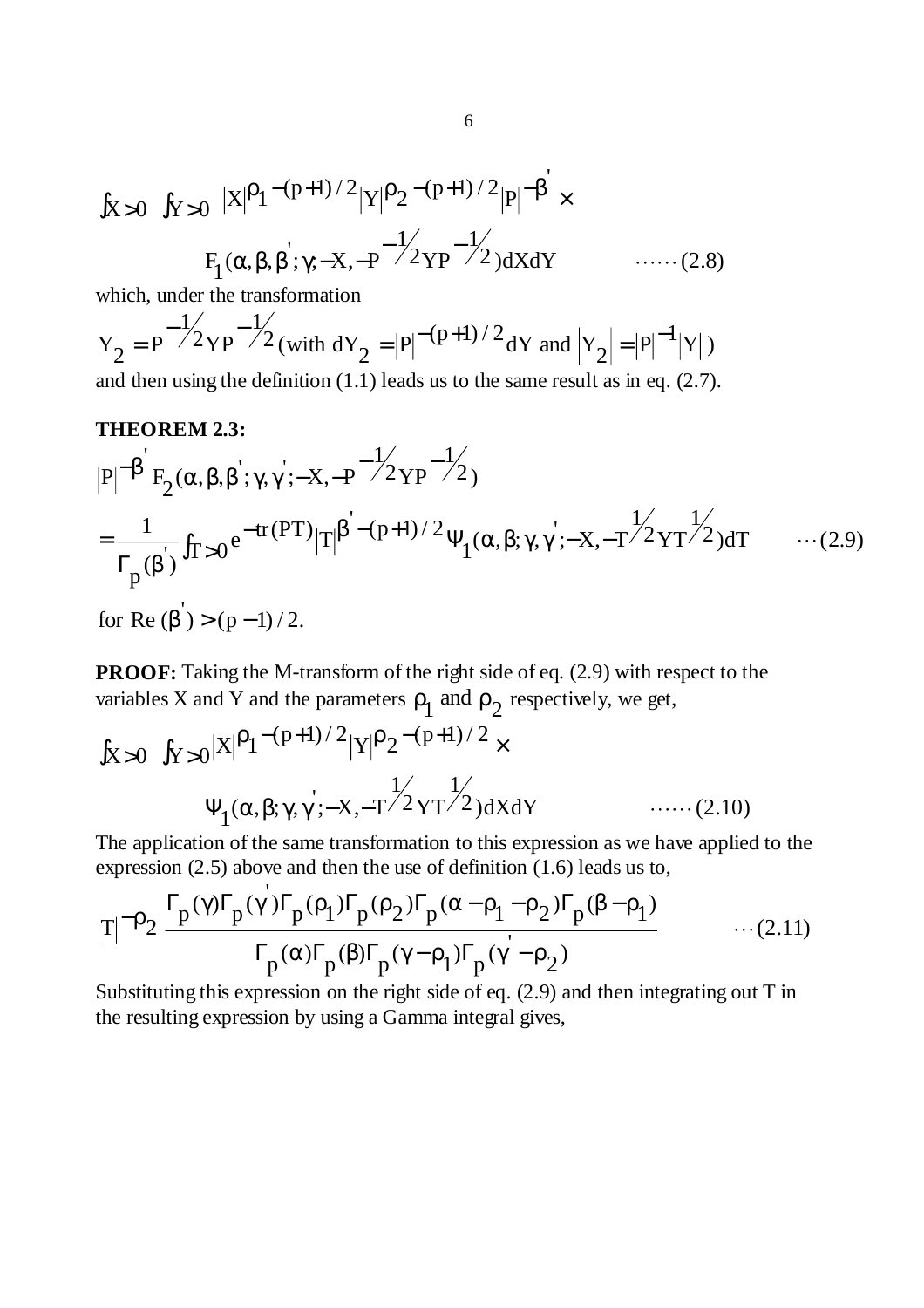$$\int_{X>0}\int_{Y>0} |X|^{\rho_1-(p+1)/2}|Y|^{\rho_2-(p+1)/2}|P|^{-\beta'} \times$$

$$F_1(\alpha,\beta,\beta';\gamma;-X,-P^{-1/2}YP^{-1/2})dXdY \qquad \cdots\cdots(2.8)$$

which, under the transformation

$Y_2 = P^{-1/2}YP^{-1/2}$ (with $dY_2 = |P|^{-(p+1)/2}dY$ and $|Y_2| = |P|^{-1}|Y|$)

and then using the definition (1.1) leads us to the same result as in eq. (2.7).

**THEOREM 2.3:**

$$|P|^{-\beta'}F_2(\alpha,\beta,\beta';\gamma,\gamma';-X,-P^{-1/2}YP^{-1/2})$$

$$=\frac{1}{\Gamma_p(\beta')}\int_{T>0} e^{-\text{tr}(PT)}|T|^{\beta'-(p+1)/2}\Psi_1(\alpha,\beta;\gamma,\gamma';-X,-T^{1/2}YT^{1/2})dT \qquad \cdots(2.9)$$

for $\text{Re}(\beta') > (p-1)/2$.

**PROOF:** Taking the M-transform of the right side of eq. (2.9) with respect to the variables X and Y and the parameters $\rho_1$ and $\rho_2$ respectively, we get,

$$\int_{X>0}\int_{Y>0}|X|^{\rho_1-(p+1)/2}|Y|^{\rho_2-(p+1)/2} \times$$

$$\Psi_1(\alpha,\beta;\gamma,\gamma';-X,-T^{1/2}YT^{1/2})dXdY \qquad \cdots\cdots(2.10)$$

The application of the same transformation to this expression as we have applied to the expression (2.5) above and then the use of definition (1.6) leads us to,

$$|T|^{-\rho_2}\frac{\Gamma_p(\gamma)\Gamma_p(\gamma')\Gamma_p(\rho_1)\Gamma_p(\rho_2)\Gamma_p(\alpha-\rho_1-\rho_2)\Gamma_p(\beta-\rho_1)}{\Gamma_p(\alpha)\Gamma_p(\beta)\Gamma_p(\gamma-\rho_1)\Gamma_p(\gamma'-\rho_2)} \qquad \cdots(2.11)$$

Substituting this expression on the right side of eq. (2.9) and then integrating out T in the resulting expression by using a Gamma integral gives,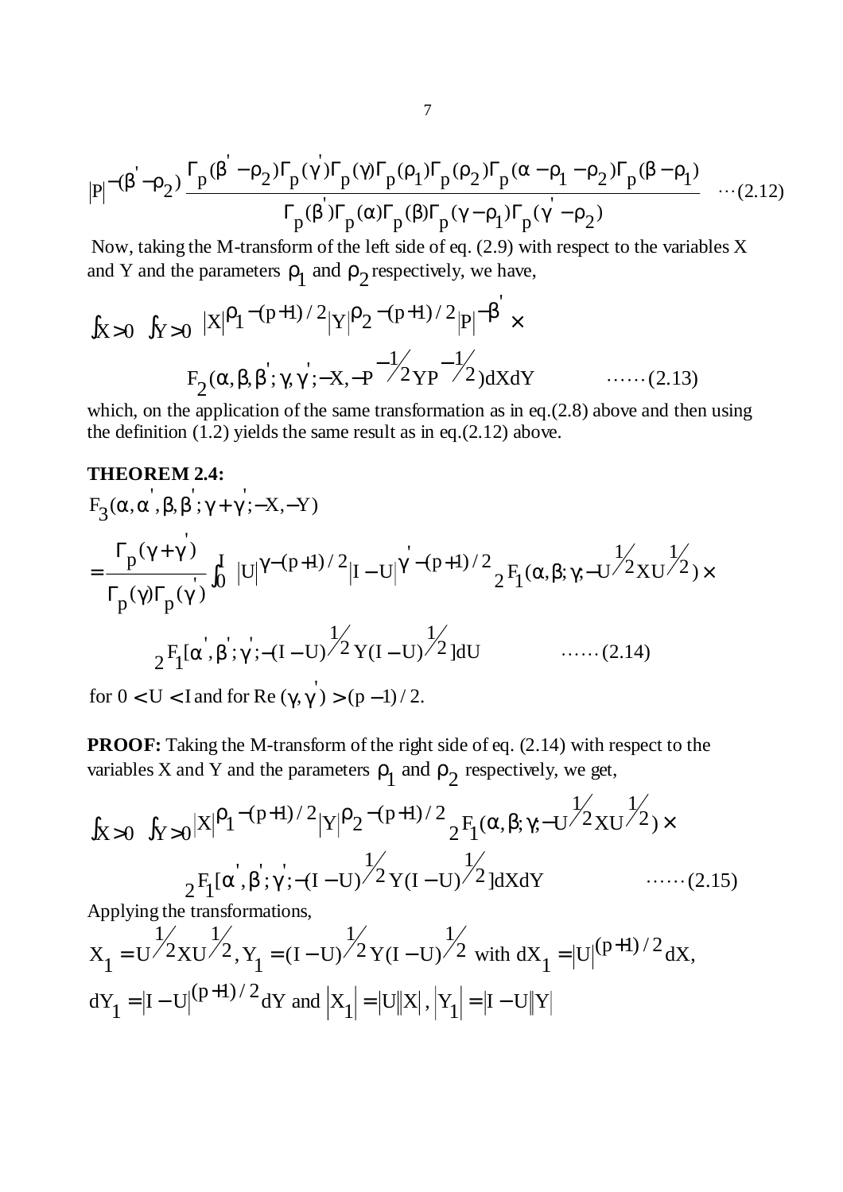$$|P|^{-(\beta'-\rho_2)} \frac{\Gamma_p(\beta'-\rho_2)\Gamma_p(\gamma')\Gamma_p(\gamma)\Gamma_p(\rho_1)\Gamma_p(\rho_2)\Gamma_p(\alpha-\rho_1-\rho_2)\Gamma_p(\beta-\rho_1)}{\Gamma_p(\beta')\Gamma_p(\alpha)\Gamma_p(\beta)\Gamma_p(\gamma-\rho_1)\Gamma_p(\gamma'-\rho_2)} \quad \cdots(2.12)$$

Now, taking the M-transform of the left side of eq. (2.9) with respect to the variables X and Y and the parameters $\rho_1$ and $\rho_2$ respectively, we have,

$$\int_{X>0}\int_{Y>0} |X|^{\rho_1-(p+1)/2}|Y|^{\rho_2-(p+1)/2}|P|^{-\beta'} \times$$
$$F_2(\alpha,\beta,\beta';\gamma,\gamma';-X,-P^{-1/2}YP^{-1/2})dXdY \qquad \cdots\cdots(2.13)$$

which, on the application of the same transformation as in eq.(2.8) above and then using the definition (1.2) yields the same result as in eq.(2.12) above.

**THEOREM 2.4:**

$$F_3(\alpha,\alpha',\beta,\beta';\gamma+\gamma';-X,-Y)$$
$$=\frac{\Gamma_p(\gamma+\gamma')}{\Gamma_p(\gamma)\Gamma_p(\gamma')}\int_0^I |U|^{\gamma-(p+1)/2}|I-U|^{\gamma'-(p+1)/2}\,{}_2F_1(\alpha,\beta;\gamma;-U^{1/2}XU^{1/2})\times$$
$${}_2F_1[\alpha',\beta';\gamma';-(I-U)^{1/2}Y(I-U)^{1/2}]dU \qquad \cdots\cdots(2.14)$$

for $0<U<I$ and for $\mathrm{Re}(\gamma,\gamma')>(p-1)/2$.

**PROOF:** Taking the M-transform of the right side of eq. (2.14) with respect to the variables X and Y and the parameters $\rho_1$ and $\rho_2$ respectively, we get,

$$\int_{X>0}\int_{Y>0}|X|^{\rho_1-(p+1)/2}|Y|^{\rho_2-(p+1)/2}\,{}_2F_1(\alpha,\beta;\gamma;-U^{1/2}XU^{1/2})\times$$
$${}_2F_1[\alpha',\beta';\gamma';-(I-U)^{1/2}Y(I-U)^{1/2}]dXdY \qquad \cdots\cdots(2.15)$$

Applying the transformations,

$X_1=U^{1/2}XU^{1/2}$, $Y_1=(I-U)^{1/2}Y(I-U)^{1/2}$ with $dX_1=|U|^{(p+1)/2}dX$,
$dY_1=|I-U|^{(p+1)/2}dY$ and $|X_1|=|U||X|$, $|Y_1|=|I-U||Y|$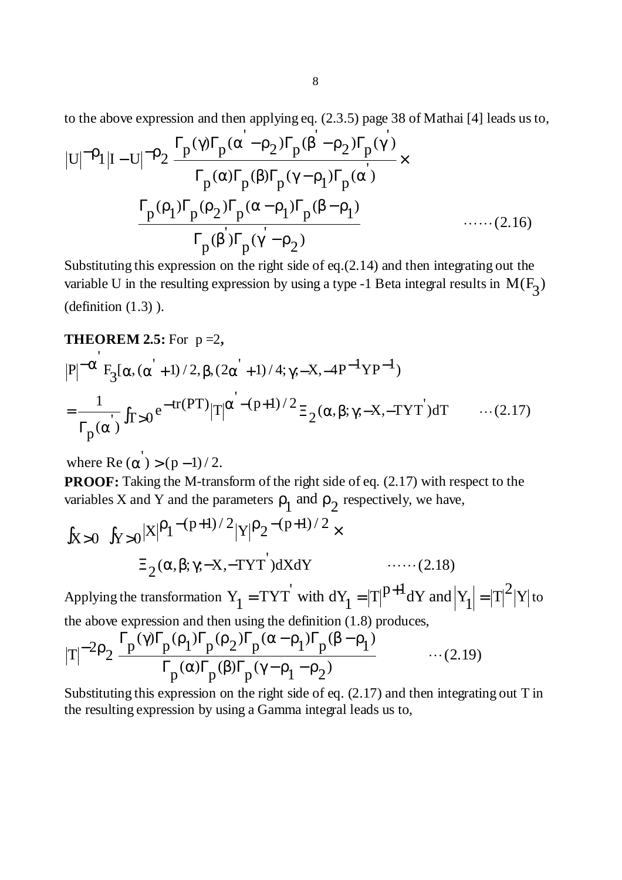to the above expression and then applying eq. (2.3.5) page 38 of Mathai [4] leads us to,

$$|U|^{-\rho_1}|I-U|^{-\rho_2}\frac{\Gamma_p(\gamma)\Gamma_p(\alpha'-\rho_2)\Gamma_p(\beta'-\rho_2)\Gamma_p(\gamma')}{\Gamma_p(\alpha)\Gamma_p(\beta)\Gamma_p(\gamma-\rho_1)\Gamma_p(\alpha')}\times$$

$$\frac{\Gamma_p(\rho_1)\Gamma_p(\rho_2)\Gamma_p(\alpha-\rho_1)\Gamma_p(\beta-\rho_1)}{\Gamma_p(\beta')\Gamma_p(\gamma'-\rho_2)} \qquad \cdots\cdots(2.16)$$

Substituting this expression on the right side of eq.(2.14) and then integrating out the variable U in the resulting expression by using a type -1 Beta integral results in $M(F_3)$ (definition (1.3) ).

**THEOREM 2.5:** For $p=2$,

$$|P|^{-\alpha'}F_3[\alpha,(\alpha'+1)/2,\beta,(2\alpha'+1)/4;\gamma;-X,-4P^{-1}YP^{-1})$$

$$=\frac{1}{\Gamma_p(\alpha')}\int_{T>0}e^{-tr(PT)}|T|^{\alpha'-(p+1)/2}\,\Xi_2(\alpha,\beta;\gamma;-X,-TYT')dT \qquad \cdots(2.17)$$

where $\mathrm{Re}(\alpha')>(p-1)/2$.

**PROOF:** Taking the M-transform of the right side of eq. (2.17) with respect to the variables X and Y and the parameters $\rho_1$ and $\rho_2$ respectively, we have,

$$\int_{X>0}\int_{Y>0}|X|^{\rho_1-(p+1)/2}|Y|^{\rho_2-(p+1)/2}\times$$

$$\Xi_2(\alpha,\beta;\gamma;-X,-TYT')dXdY \qquad \cdots\cdots(2.18)$$

Applying the transformation $Y_1=TYT'$ with $dY_1=|T|^{p+1}dY$ and $|Y_1|=|T|^2|Y|$ to the above expression and then using the definition (1.8) produces,

$$|T|^{-2\rho_2}\frac{\Gamma_p(\gamma)\Gamma_p(\rho_1)\Gamma_p(\rho_2)\Gamma_p(\alpha-\rho_1)\Gamma_p(\beta-\rho_1)}{\Gamma_p(\alpha)\Gamma_p(\beta)\Gamma_p(\gamma-\rho_1-\rho_2)} \qquad \cdots(2.19)$$

Substituting this expression on the right side of eq. (2.17) and then integrating out T in the resulting expression by using a Gamma integral leads us to,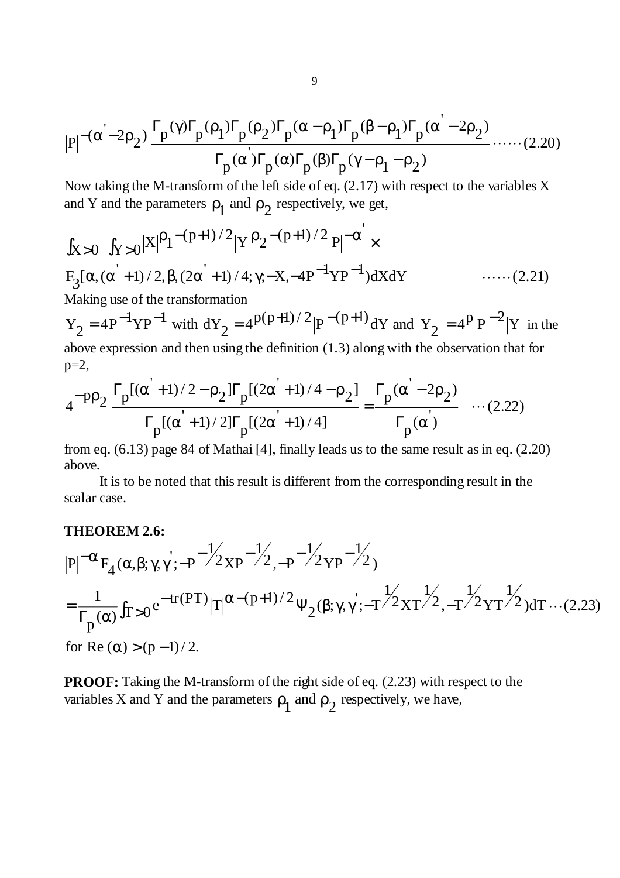$$|P|^{-(\alpha'-2\rho_2)}\frac{\Gamma_p(\gamma)\Gamma_p(\rho_1)\Gamma_p(\rho_2)\Gamma_p(\alpha-\rho_1)\Gamma_p(\beta-\rho_1)\Gamma_p(\alpha'-2\rho_2)}{\Gamma_p(\alpha')\Gamma_p(\alpha)\Gamma_p(\beta)\Gamma_p(\gamma-\rho_1-\rho_2)}\cdots\cdots(2.20)$$

Now taking the M-transform of the left side of eq. (2.17) with respect to the variables X and Y and the parameters $\rho_1$ and $\rho_2$ respectively, we get,

$$\int_{X>0}\int_{Y>0}|X|^{\rho_1-(p+1)/2}|Y|^{\rho_2-(p+1)/2}|P|^{-\alpha'}\times$$
$$F_3[\alpha,(\alpha'+1)/2,\beta,(2\alpha'+1)/4;\gamma;-X,-4P^{-1}YP^{-1})dXdY \qquad\cdots\cdots(2.21)$$

Making use of the transformation

$Y_2=4P^{-1}YP^{-1}$ with $dY_2=4^{p(p+1)/2}|P|^{-(p+1)}dY$ and $|Y_2|=4^p|P|^{-2}|Y|$ in the above expression and then using the definition (1.3) along with the observation that for p=2,

$$4^{-p\rho_2}\frac{\Gamma_p[(\alpha'+1)/2-\rho_2]\Gamma_p[(2\alpha'+1)/4-\rho_2]}{\Gamma_p[(\alpha'+1)/2]\Gamma_p[(2\alpha'+1)/4]}=\frac{\Gamma_p(\alpha'-2\rho_2)}{\Gamma_p(\alpha')}\quad\cdots(2.22)$$

from eq. (6.13) page 84 of Mathai [4], finally leads us to the same result as in eq. (2.20) above.

It is to be noted that this result is different from the corresponding result in the scalar case.

**THEOREM 2.6:**

$$|P|^{-\alpha}F_4(\alpha,\beta;\gamma,\gamma';-P^{-1/2}XP^{-1/2},-P^{-1/2}YP^{-1/2})$$
$$=\frac{1}{\Gamma_p(\alpha)}\int_{T>0}e^{-tr(PT)}|T|^{\alpha-(p+1)/2}\Psi_2(\beta;\gamma,\gamma';-T^{1/2}XT^{1/2},-T^{1/2}YT^{1/2})dT\cdots(2.23)$$

for $\text{Re}(\alpha)>(p-1)/2$.

**PROOF:** Taking the M-transform of the right side of eq. (2.23) with respect to the variables X and Y and the parameters $\rho_1$ and $\rho_2$ respectively, we have,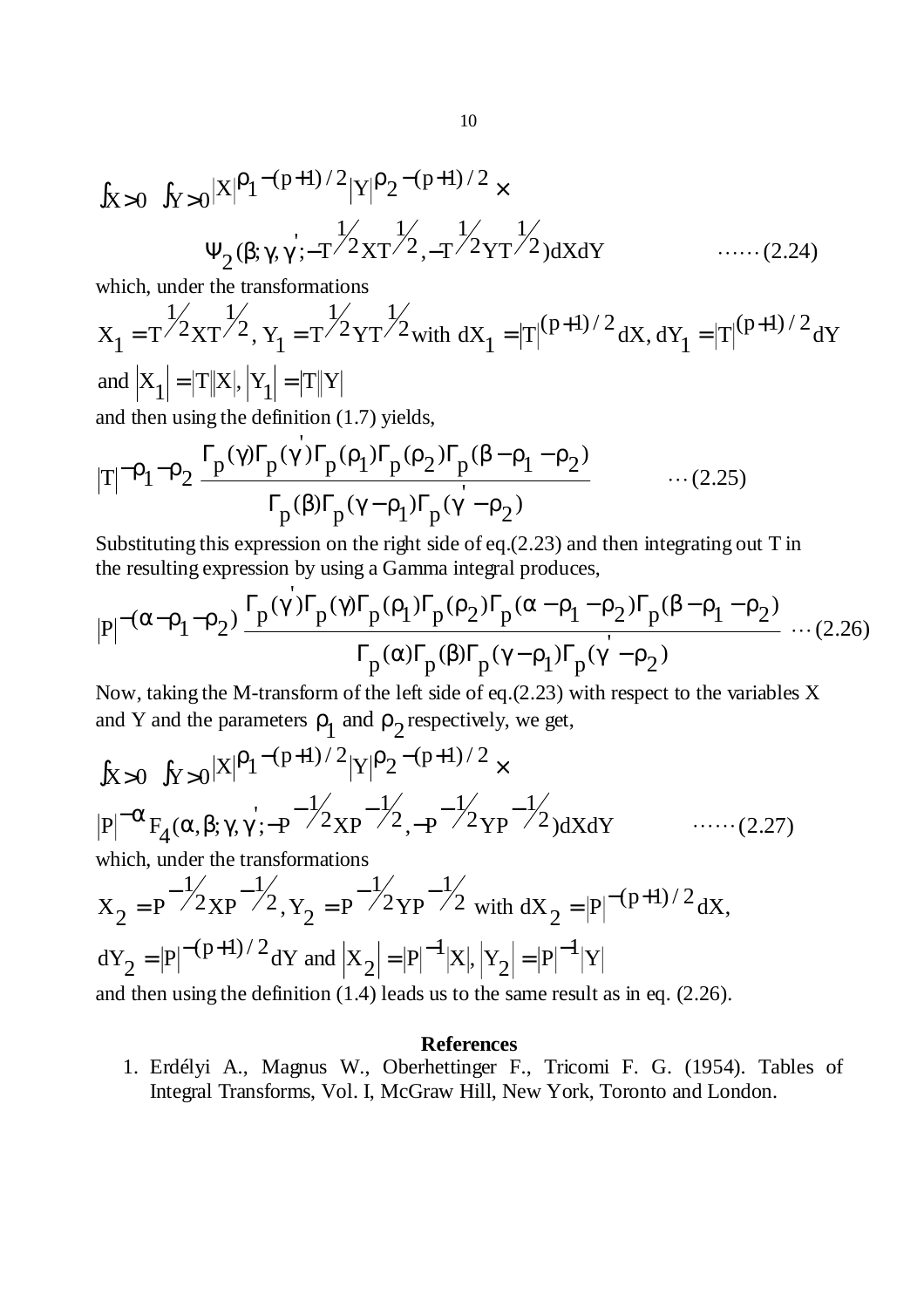$$\int_{X>0}\int_{Y>0}|X|^{\rho_1-(p+1)/2}|Y|^{\rho_2-(p+1)/2}\times$$

$$\Psi_2(\beta;\gamma,\gamma^{'};-T^{1/2}XT^{1/2},-T^{1/2}YT^{1/2})dXdY \qquad \cdots\cdots(2.24)$$

which, under the transformations

$X_1=T^{1/2}XT^{1/2},\ Y_1=T^{1/2}YT^{1/2}$ with $dX_1=|T|^{(p+1)/2}dX,\ dY_1=|T|^{(p+1)/2}dY$

and $|X_1|=|T||X|,\ |Y_1|=|T||Y|$

and then using the definition (1.7) yields,

$$|T|^{-\rho_1-\rho_2}\frac{\Gamma_p(\gamma)\Gamma_p(\gamma^{'})\Gamma_p(\rho_1)\Gamma_p(\rho_2)\Gamma_p(\beta-\rho_1-\rho_2)}{\Gamma_p(\beta)\Gamma_p(\gamma-\rho_1)\Gamma_p(\gamma^{'}-\rho_2)} \qquad \cdots(2.25)$$

Substituting this expression on the right side of eq.(2.23) and then integrating out T in the resulting expression by using a Gamma integral produces,

$$|P|^{-(\alpha-\rho_1-\rho_2)}\frac{\Gamma_p(\gamma^{'})\Gamma_p(\gamma)\Gamma_p(\rho_1)\Gamma_p(\rho_2)\Gamma_p(\alpha-\rho_1-\rho_2)\Gamma_p(\beta-\rho_1-\rho_2)}{\Gamma_p(\alpha)\Gamma_p(\beta)\Gamma_p(\gamma-\rho_1)\Gamma_p(\gamma^{'}-\rho_2)} \cdots(2.26)$$

Now, taking the M-transform of the left side of eq.(2.23) with respect to the variables X and Y and the parameters $\rho_1$ and $\rho_2$ respectively, we get,

$$\int_{X>0}\int_{Y>0}|X|^{\rho_1-(p+1)/2}|Y|^{\rho_2-(p+1)/2}\times$$

$$|P|^{-\alpha}F_4(\alpha,\beta;\gamma,\gamma^{'};-P^{-1/2}XP^{-1/2},-P^{-1/2}YP^{-1/2})dXdY \qquad \cdots\cdots(2.27)$$

which, under the transformations

$X_2=P^{-1/2}XP^{-1/2},\ Y_2=P^{-1/2}YP^{-1/2}$ with $dX_2=|P|^{-(p+1)/2}dX,$

$dY_2=|P|^{-(p+1)/2}dY$ and $|X_2|=|P|^{-1}|X|,\ |Y_2|=|P|^{-1}|Y|$

and then using the definition (1.4) leads us to the same result as in eq. (2.26).

## References

1. Erdélyi A., Magnus W., Oberhettinger F., Tricomi F. G. (1954). Tables of Integral Transforms, Vol. I, McGraw Hill, New York, Toronto and London.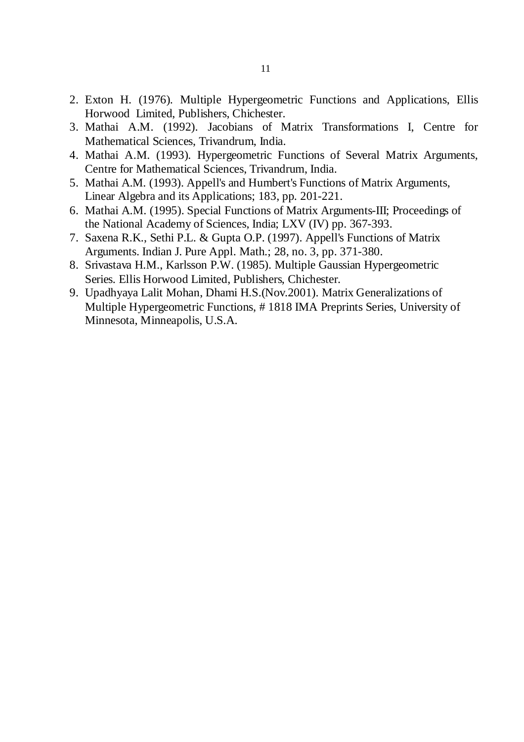2. Exton H. (1976). Multiple Hypergeometric Functions and Applications, Ellis Horwood Limited, Publishers, Chichester.
3. Mathai A.M. (1992). Jacobians of Matrix Transformations I, Centre for Mathematical Sciences, Trivandrum, India.
4. Mathai A.M. (1993). Hypergeometric Functions of Several Matrix Arguments, Centre for Mathematical Sciences, Trivandrum, India.
5. Mathai A.M. (1993). Appell's and Humbert's Functions of Matrix Arguments, Linear Algebra and its Applications; 183, pp. 201-221.
6. Mathai A.M. (1995). Special Functions of Matrix Arguments-III; Proceedings of the National Academy of Sciences, India; LXV (IV) pp. 367-393.
7. Saxena R.K., Sethi P.L. & Gupta O.P. (1997). Appell's Functions of Matrix Arguments. Indian J. Pure Appl. Math.; 28, no. 3, pp. 371-380.
8. Srivastava H.M., Karlsson P.W. (1985). Multiple Gaussian Hypergeometric Series. Ellis Horwood Limited, Publishers, Chichester.
9. Upadhyaya Lalit Mohan, Dhami H.S.(Nov.2001). Matrix Generalizations of Multiple Hypergeometric Functions, # 1818 IMA Preprints Series, University of Minnesota, Minneapolis, U.S.A.